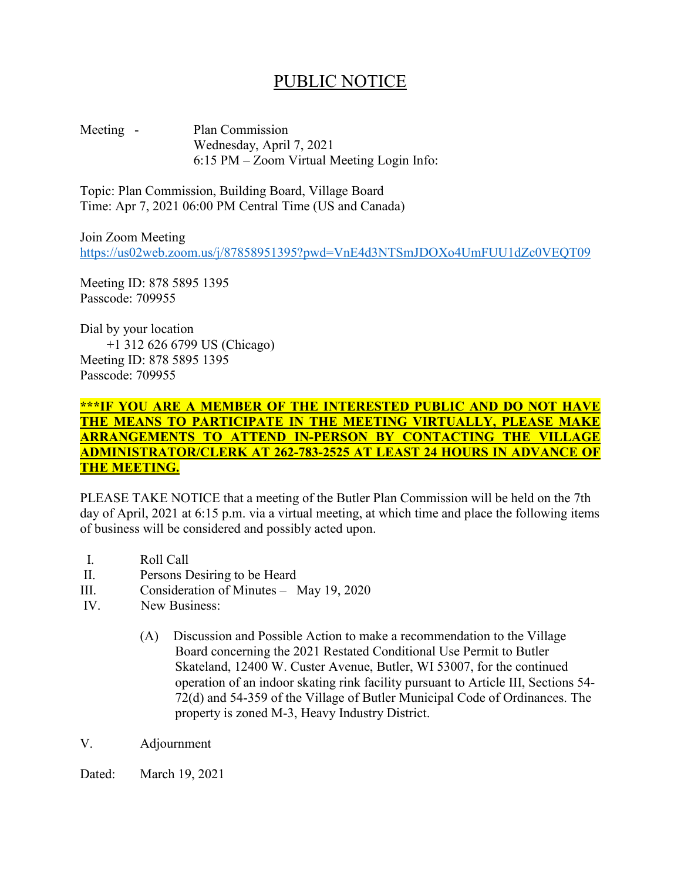# PUBLIC NOTICE

Meeting - Plan Commission
Wednesday, April 7, 2021
6:15 PM – Zoom Virtual Meeting Login Info:

Topic: Plan Commission, Building Board, Village Board
Time: Apr 7, 2021 06:00 PM Central Time (US and Canada)

Join Zoom Meeting
https://us02web.zoom.us/j/87858951395?pwd=VnE4d3NTSmJDOXo4UmFUU1dZc0VEQT09

Meeting ID: 878 5895 1395
Passcode: 709955

Dial by your location
+1 312 626 6799 US (Chicago)
Meeting ID: 878 5895 1395
Passcode: 709955

**\*\*\*IF YOU ARE A MEMBER OF THE INTERESTED PUBLIC AND DO NOT HAVE THE MEANS TO PARTICIPATE IN THE MEETING VIRTUALLY, PLEASE MAKE ARRANGEMENTS TO ATTEND IN-PERSON BY CONTACTING THE VILLAGE ADMINISTRATOR/CLERK AT 262-783-2525 AT LEAST 24 HOURS IN ADVANCE OF THE MEETING.**

PLEASE TAKE NOTICE that a meeting of the Butler Plan Commission will be held on the 7th day of April, 2021 at 6:15 p.m. via a virtual meeting, at which time and place the following items of business will be considered and possibly acted upon.

I. Roll Call
II. Persons Desiring to be Heard
III. Consideration of Minutes – May 19, 2020
IV. New Business:

(A) Discussion and Possible Action to make a recommendation to the Village Board concerning the 2021 Restated Conditional Use Permit to Butler Skateland, 12400 W. Custer Avenue, Butler, WI 53007, for the continued operation of an indoor skating rink facility pursuant to Article III, Sections 54-72(d) and 54-359 of the Village of Butler Municipal Code of Ordinances. The property is zoned M-3, Heavy Industry District.

V. Adjournment

Dated: March 19, 2021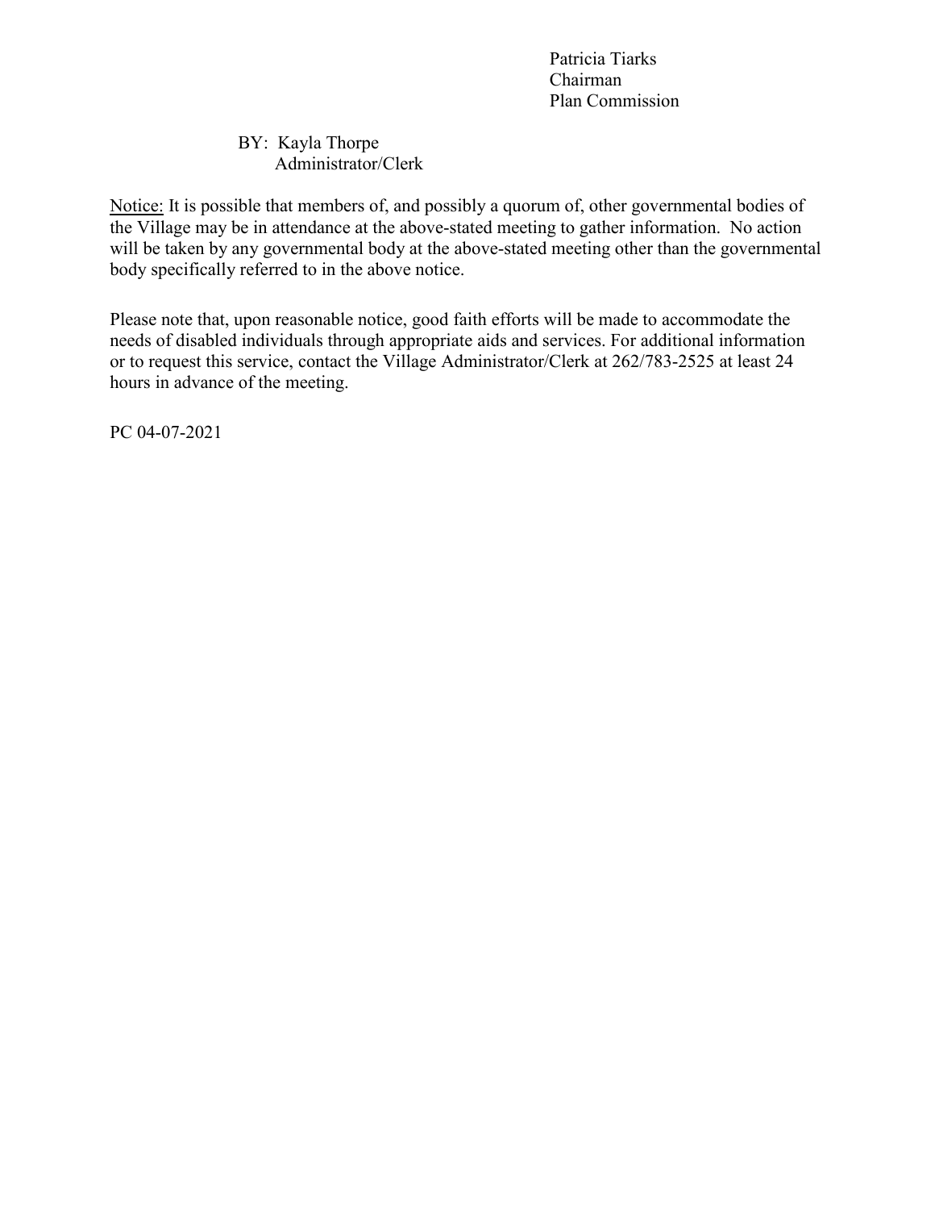Patricia Tiarks
Chairman
Plan Commission

BY: Kayla Thorpe
Administrator/Clerk

Notice: It is possible that members of, and possibly a quorum of, other governmental bodies of the Village may be in attendance at the above-stated meeting to gather information. No action will be taken by any governmental body at the above-stated meeting other than the governmental body specifically referred to in the above notice.

Please note that, upon reasonable notice, good faith efforts will be made to accommodate the needs of disabled individuals through appropriate aids and services. For additional information or to request this service, contact the Village Administrator/Clerk at 262/783-2525 at least 24 hours in advance of the meeting.

PC 04-07-2021